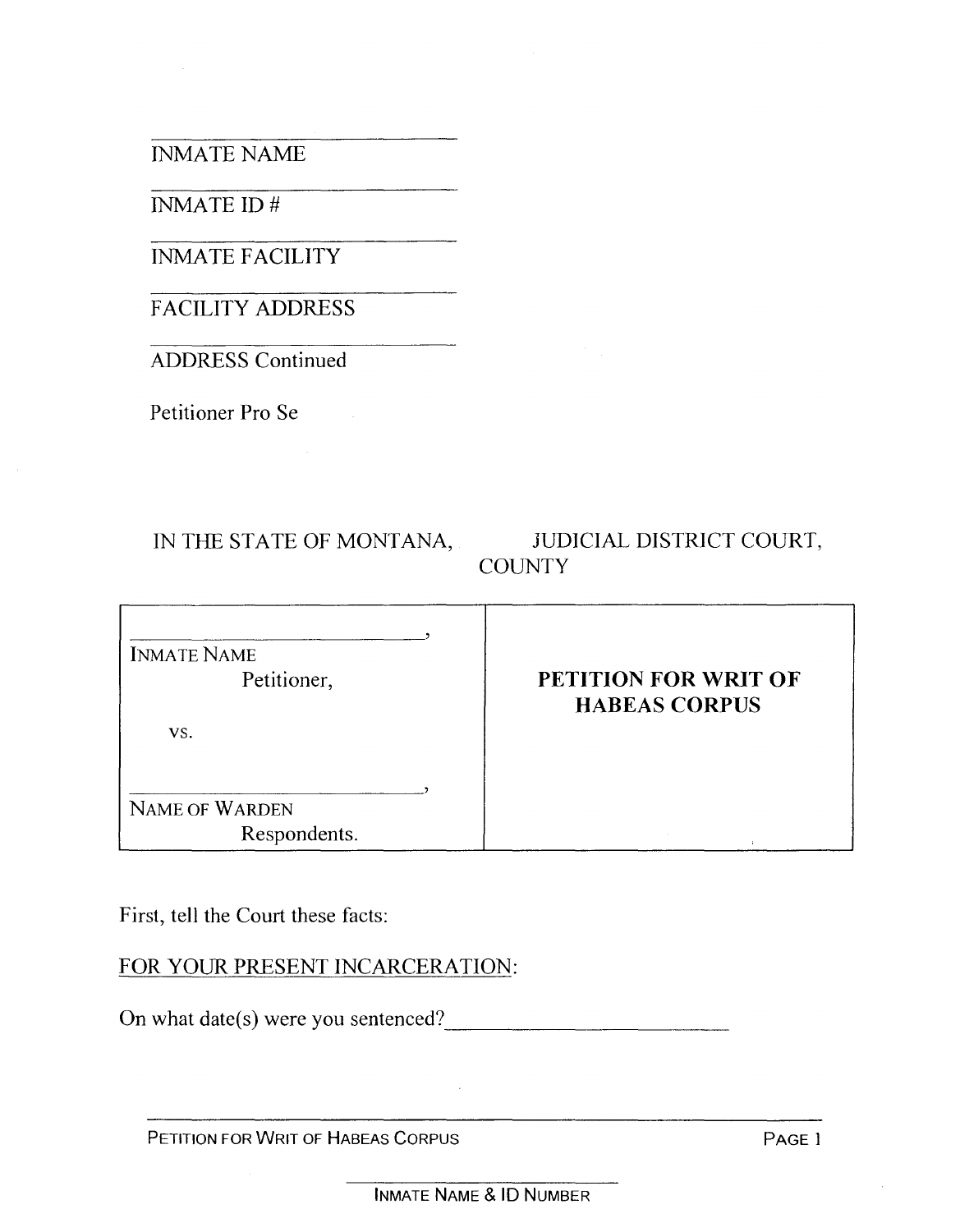\_\_\_\_\_\_\_\_\_\_\_\_\_\_\_\_\_\_\_\_\_\_\_\_\_\_\_\_
INMATE NAME

\_\_\_\_\_\_\_\_\_\_\_\_\_\_\_\_\_\_\_\_\_\_\_\_\_\_\_\_
INMATE ID #

\_\_\_\_\_\_\_\_\_\_\_\_\_\_\_\_\_\_\_\_\_\_\_\_\_\_\_\_
INMATE FACILITY

\_\_\_\_\_\_\_\_\_\_\_\_\_\_\_\_\_\_\_\_\_\_\_\_\_\_\_\_
FACILITY ADDRESS

\_\_\_\_\_\_\_\_\_\_\_\_\_\_\_\_\_\_\_\_\_\_\_\_\_\_\_\_
ADDRESS Continued

Petitioner Pro Se

IN THE STATE OF MONTANA, JUDICIAL DISTRICT COURT, COUNTY

| | |
|---|---|
| \_\_\_\_\_\_\_\_\_\_\_\_\_\_\_\_\_\_\_\_\_\_\_\_\_\_\_\_,<br>INMATE NAME<br>Petitioner,<br><br>vs.<br><br>\_\_\_\_\_\_\_\_\_\_\_\_\_\_\_\_\_\_\_\_\_\_\_\_\_\_\_\_,<br>NAME OF WARDEN<br>Respondents. | **PETITION FOR WRIT OF HABEAS CORPUS** |

First, tell the Court these facts:

FOR YOUR PRESENT INCARCERATION:

On what date(s) were you sentenced?\_\_\_\_\_\_\_\_\_\_\_\_\_\_\_\_\_\_\_\_\_\_\_\_\_\_\_\_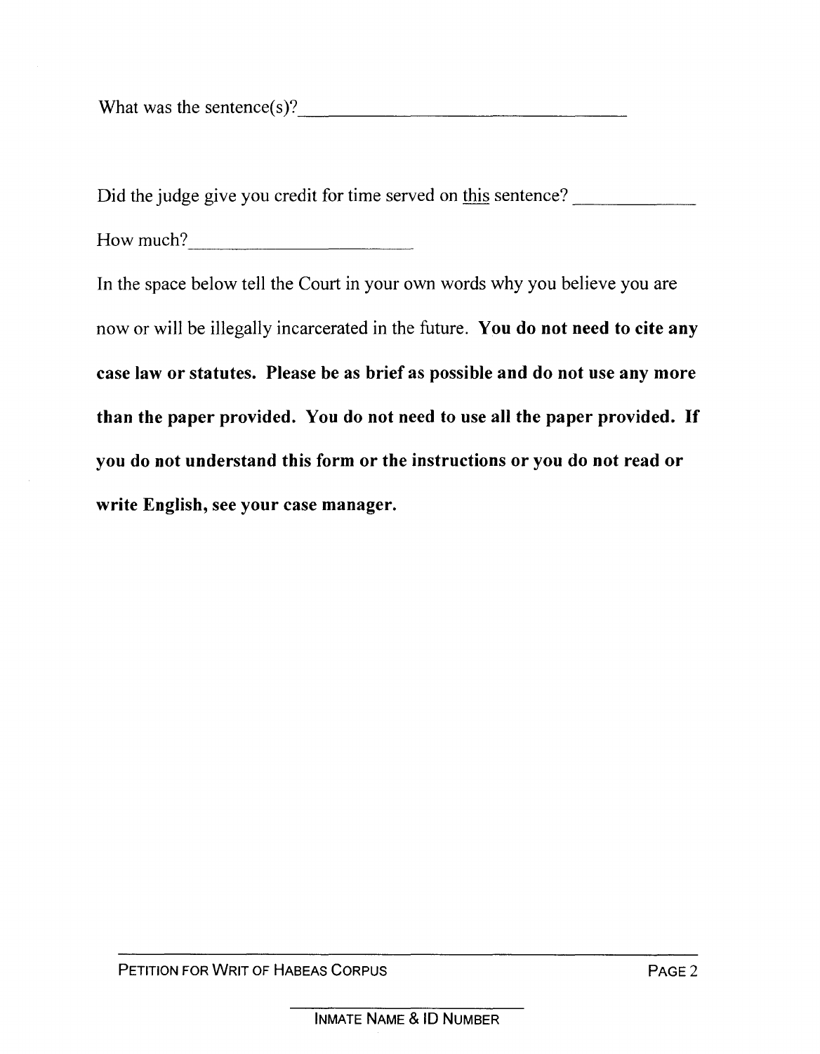What was the sentence(s)?______________________________

Did the judge give you credit for time served on <u>this</u> sentence? __________

How much?____________________

In the space below tell the Court in your own words why you believe you are now or will be illegally incarcerated in the future. **You do not need to cite any case law or statutes. Please be as brief as possible and do not use any more than the paper provided. You do not need to use all the paper provided. If you do not understand this form or the instructions or you do not read or write English, see your case manager.**

PETITION FOR WRIT OF HABEAS CORPUS

______________________
INMATE NAME & ID NUMBER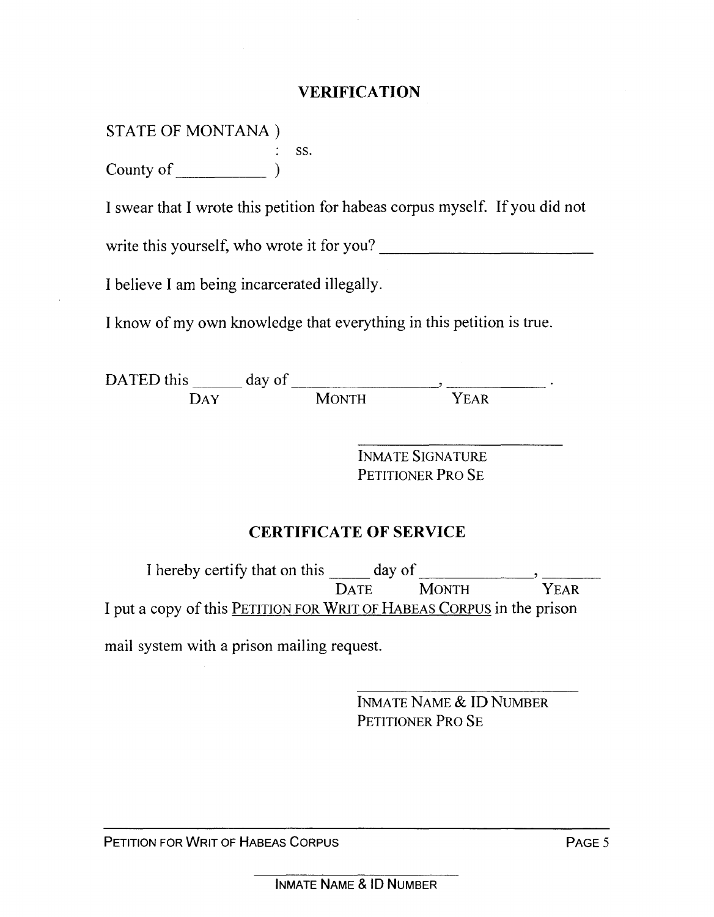## VERIFICATION

STATE OF MONTANA )
: ss.
County of __________ )

I swear that I wrote this petition for habeas corpus myself. If you did not write this yourself, who wrote it for you? _________________________

I believe I am being incarcerated illegally.

I know of my own knowledge that everything in this petition is true.

DATED this ______ day of _________________, ___________.
DAY MONTH YEAR

_________________________
INMATE SIGNATURE
PETITIONER PRO SE

## CERTIFICATE OF SERVICE

I hereby certify that on this _____ day of _____________, _______
DATE MONTH YEAR
I put a copy of this PETITION FOR WRIT OF HABEAS CORPUS in the prison mail system with a prison mailing request.

_________________________
INMATE NAME & ID NUMBER
PETITIONER PRO SE

_________________________
INMATE NAME & ID NUMBER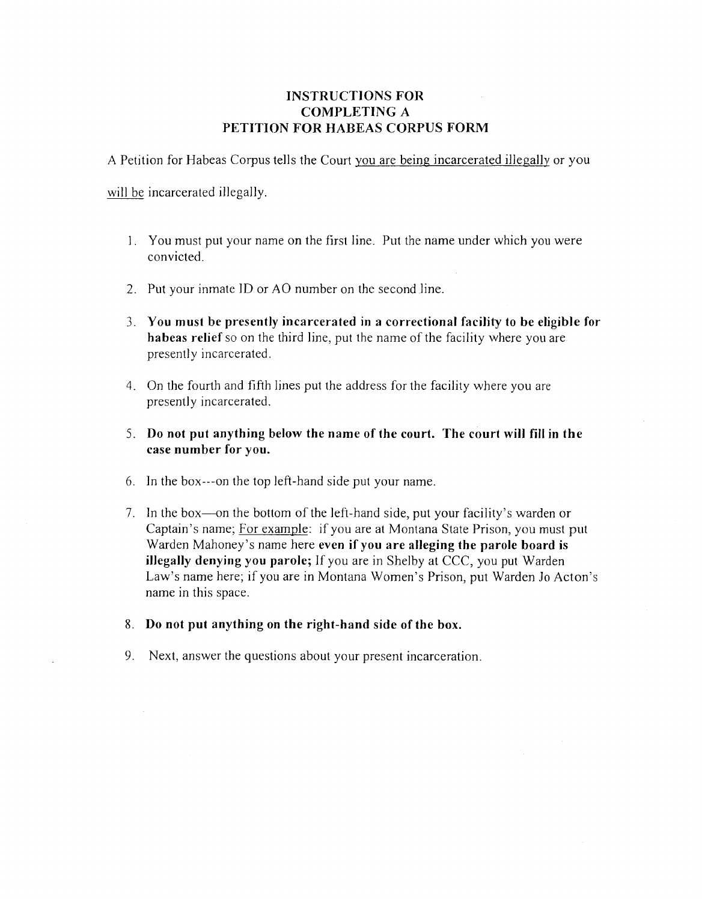# INSTRUCTIONS FOR COMPLETING A PETITION FOR HABEAS CORPUS FORM

A Petition for Habeas Corpus tells the Court you are being incarcerated illegally or you will be incarcerated illegally.

1. You must put your name on the first line. Put the name under which you were convicted.
2. Put your inmate ID or AO number on the second line.
3. **You must be presently incarcerated in a correctional facility to be eligible for habeas relief** so on the third line, put the name of the facility where you are presently incarcerated.
4. On the fourth and fifth lines put the address for the facility where you are presently incarcerated.
5. **Do not put anything below the name of the court. The court will fill in the case number for you.**
6. In the box---on the top left-hand side put your name.
7. In the box—on the bottom of the left-hand side, put your facility's warden or Captain's name; For example: if you are at Montana State Prison, you must put Warden Mahoney's name here **even if you are alleging the parole board is illegally denying you parole;** If you are in Shelby at CCC, you put Warden Law's name here; if you are in Montana Women's Prison, put Warden Jo Acton's name in this space.
8. **Do not put anything on the right-hand side of the box.**
9. Next, answer the questions about your present incarceration.